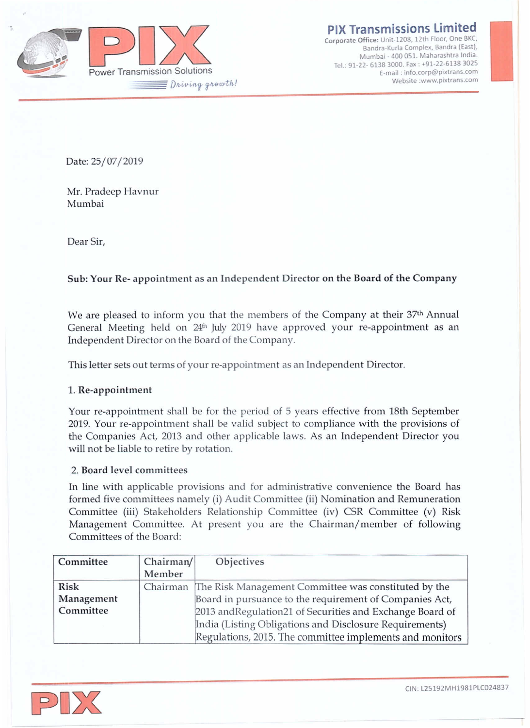**PIX Transmissions Limited**
Corporate Office: Unit-1208, 12th Floor, One BKC, Bandra-Kurla Complex, Bandra (East), Mumbai - 400 051. Maharashtra India.
Tel.: 91-22- 6138 3000. Fax : +91-22-6138 3025
E-mail : info.corp@pixtrans.com
Website :www.pixtrans.com

Power Transmission Solutions
*Driving growth!*

Date: 25/07/2019

Mr. Pradeep Havnur
Mumbai

Dear Sir,

**Sub: Your Re- appointment as an Independent Director on the Board of the Company**

We are pleased to inform you that the members of the Company at their 37th Annual General Meeting held on 24th July 2019 have approved your re-appointment as an Independent Director on the Board of the Company.

This letter sets out terms of your re-appointment as an Independent Director.

**1. Re-appointment**

Your re-appointment shall be for the period of 5 years effective from 18th September 2019. Your re-appointment shall be valid subject to compliance with the provisions of the Companies Act, 2013 and other applicable laws. As an Independent Director you will not be liable to retire by rotation.

**2. Board level committees**

In line with applicable provisions and for administrative convenience the Board has formed five committees namely (i) Audit Committee (ii) Nomination and Remuneration Committee (iii) Stakeholders Relationship Committee (iv) CSR Committee (v) Risk Management Committee. At present you are the Chairman/member of following Committees of the Board:

| Committee | Chairman/ Member | Objectives |
|---|---|---|
| **Risk Management Committee** | Chairman | The Risk Management Committee was constituted by the Board in pursuance to the requirement of Companies Act, 2013 andRegulation21 of Securities and Exchange Board of India (Listing Obligations and Disclosure Requirements) Regulations, 2015. The committee implements and monitors |

CIN: L25192MH1981PLC024837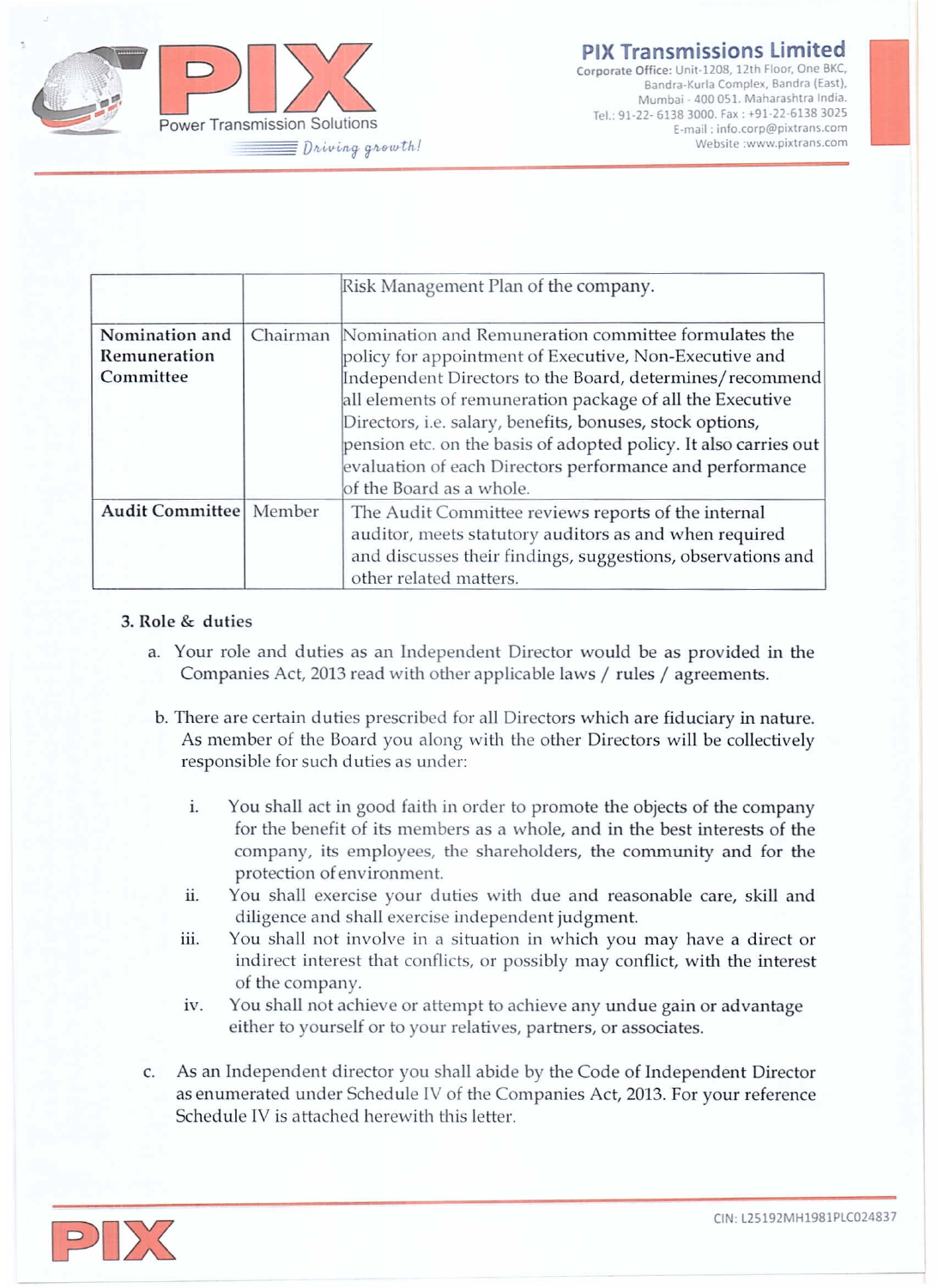| | | |
|---|---|---|
| | | Risk Management Plan of the company. |
| **Nomination and Remuneration Committee** | Chairman | Nomination and Remuneration committee formulates the policy for appointment of Executive, Non-Executive and Independent Directors to the Board, determines/recommend all elements of remuneration package of all the Executive Directors, i.e. salary, benefits, bonuses, stock options, pension etc. on the basis of adopted policy. It also carries out evaluation of each Directors performance and performance of the Board as a whole. |
| **Audit Committee** | Member | The Audit Committee reviews reports of the internal auditor, meets statutory auditors as and when required and discusses their findings, suggestions, observations and other related matters. |

**3. Role & duties**

a. Your role and duties as an Independent Director would be as provided in the Companies Act, 2013 read with other applicable laws / rules / agreements.

b. There are certain duties prescribed for all Directors which are fiduciary in nature. As member of the Board you along with the other Directors will be collectively responsible for such duties as under:

i. You shall act in good faith in order to promote the objects of the company for the benefit of its members as a whole, and in the best interests of the company, its employees, the shareholders, the community and for the protection of environment.

ii. You shall exercise your duties with due and reasonable care, skill and diligence and shall exercise independent judgment.

iii. You shall not involve in a situation in which you may have a direct or indirect interest that conflicts, or possibly may conflict, with the interest of the company.

iv. You shall not achieve or attempt to achieve any undue gain or advantage either to yourself or to your relatives, partners, or associates.

c. As an Independent director you shall abide by the Code of Independent Director as enumerated under Schedule IV of the Companies Act, 2013. For your reference Schedule IV is attached herewith this letter.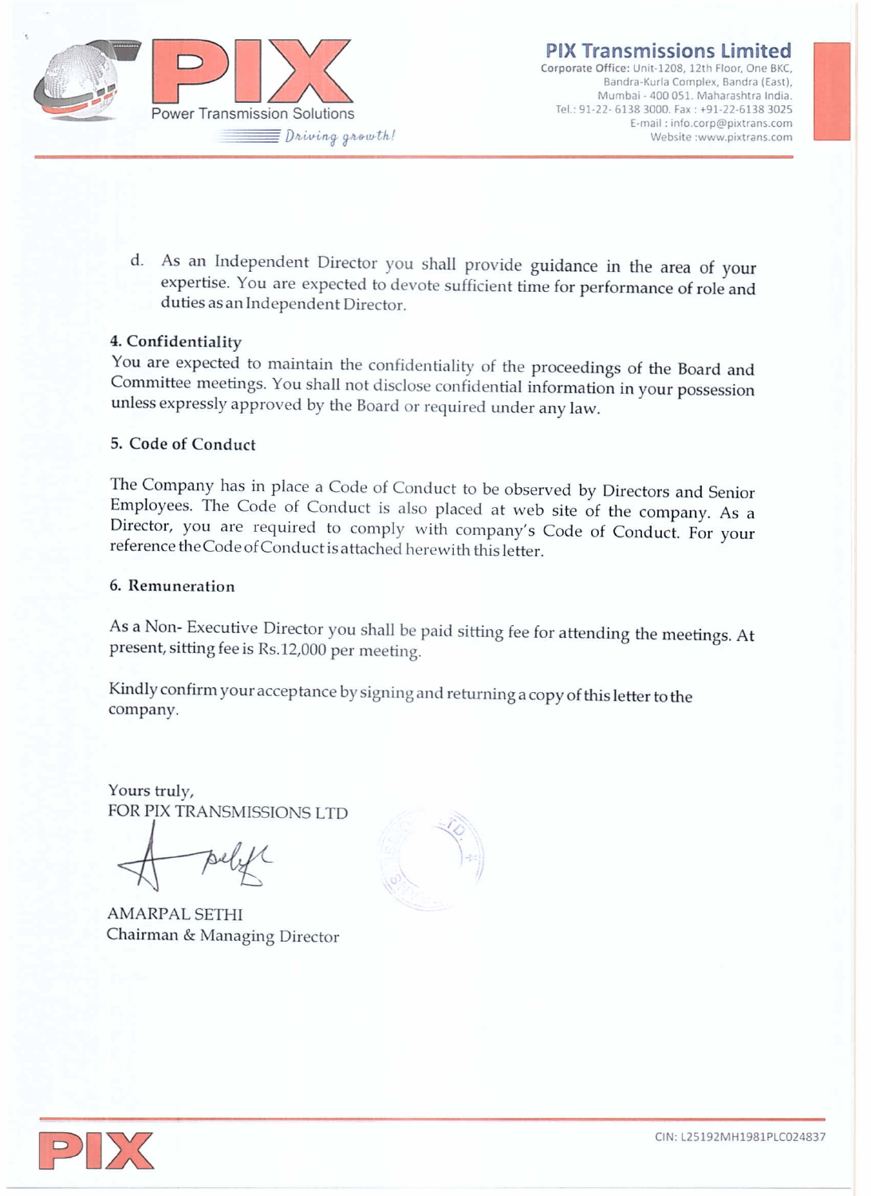d. As an Independent Director you shall provide guidance in the area of your expertise. You are expected to devote sufficient time for performance of role and duties as an Independent Director.

**4. Confidentiality**

You are expected to maintain the confidentiality of the proceedings of the Board and Committee meetings. You shall not disclose confidential information in your possession unless expressly approved by the Board or required under any law.

**5. Code of Conduct**

The Company has in place a Code of Conduct to be observed by Directors and Senior Employees. The Code of Conduct is also placed at web site of the company. As a Director, you are required to comply with company's Code of Conduct. For your reference the Code of Conduct is attached herewith this letter.

**6. Remuneration**

As a Non- Executive Director you shall be paid sitting fee for attending the meetings. At present, sitting fee is Rs.12,000 per meeting.

Kindly confirm your acceptance by signing and returning a copy of this letter to the company.

Yours truly,
FOR PIX TRANSMISSIONS LTD

AMARPAL SETHI
Chairman & Managing Director